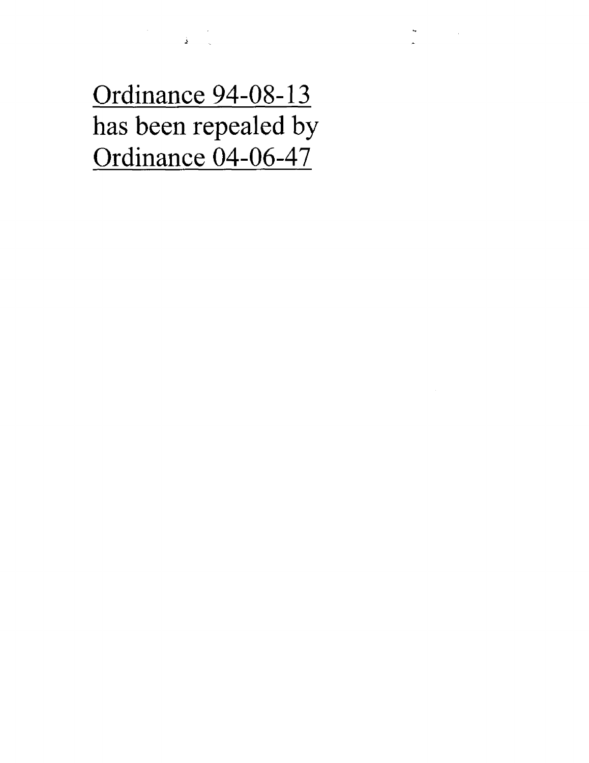Ordinance 94-08-13
has been repealed by
Ordinance 04-06-47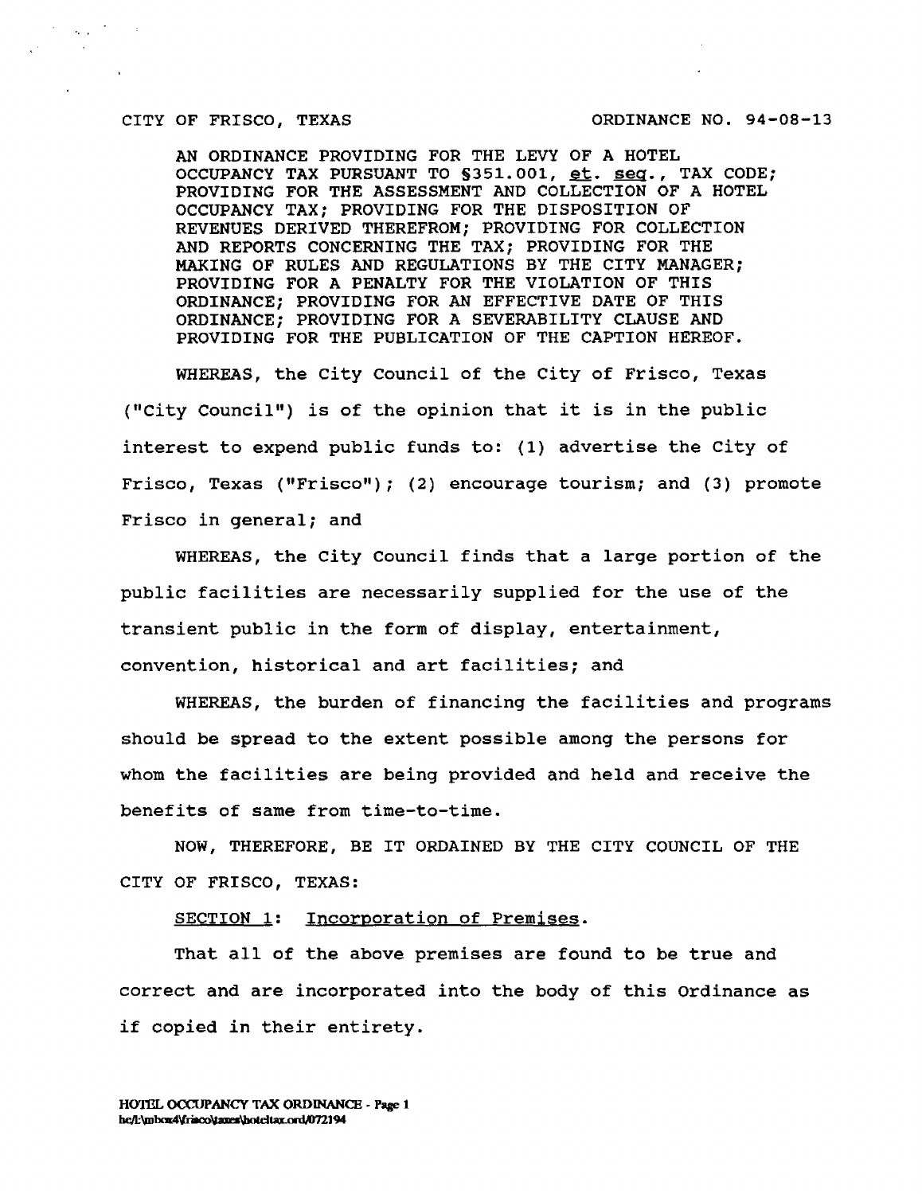CITY OF FRISCO, TEXAS ORDINANCE NO. 94-08-13

AN ORDINANCE PROVIDING FOR THE LEVY OF A HOTEL OCCUPANCY TAX PURSUANT TO §351.001, et. seq., TAX CODE; PROVIDING FOR THE ASSESSMENT AND COLLECTION OF A HOTEL OCCUPANCY TAX; PROVIDING FOR THE DISPOSITION OF REVENUES DERIVED THEREFROM; PROVIDING FOR COLLECTION AND REPORTS CONCERNING THE TAX; PROVIDING FOR THE MAKING OF RULES AND REGULATIONS BY THE CITY MANAGER; PROVIDING FOR A PENALTY FOR THE VIOLATION OF THIS ORDINANCE; PROVIDING FOR AN EFFECTIVE DATE OF THIS ORDINANCE; PROVIDING FOR A SEVERABILITY CLAUSE AND PROVIDING FOR THE PUBLICATION OF THE CAPTION HEREOF.

WHEREAS, the City Council of the City of Frisco, Texas ("City Council") is of the opinion that it is in the public interest to expend public funds to: (1) advertise the City of Frisco, Texas ("Frisco"); (2) encourage tourism; and (3) promote Frisco in general; and

WHEREAS, the City Council finds that a large portion of the public facilities are necessarily supplied for the use of the transient public in the form of display, entertainment, convention, historical and art facilities; and

WHEREAS, the burden of financing the facilities and programs should be spread to the extent possible among the persons for whom the facilities are being provided and held and receive the benefits of same from time-to-time.

NOW, THEREFORE, BE IT ORDAINED BY THE CITY COUNCIL OF THE CITY OF FRISCO, TEXAS:

SECTION 1: Incorporation of Premises.

That all of the above premises are found to be true and correct and are incorporated into the body of this Ordinance as if copied in their entirety.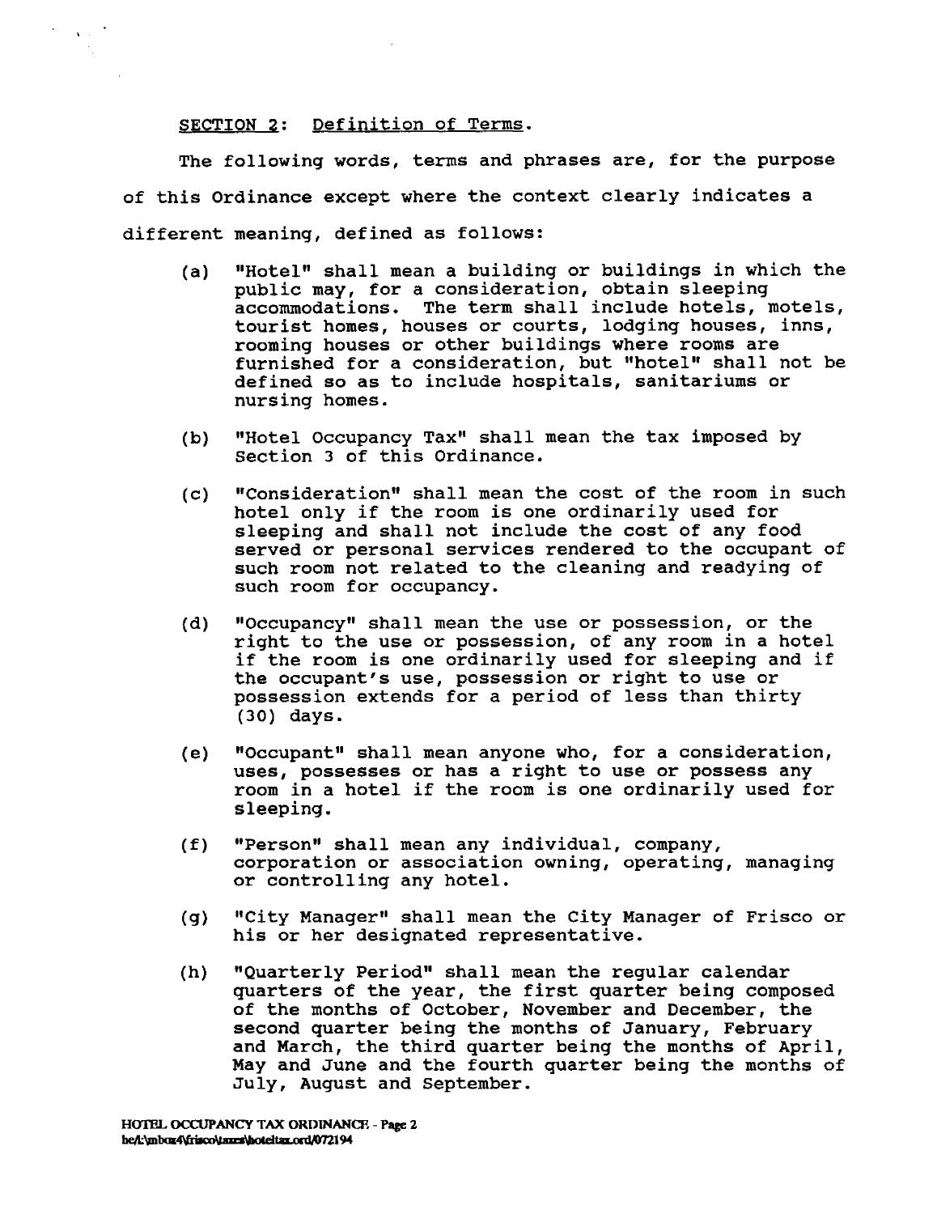SECTION 2: Definition of Terms.

The following words, terms and phrases are, for the purpose of this Ordinance except where the context clearly indicates a different meaning, defined as follows:

(a) "Hotel" shall mean a building or buildings in which the public may, for a consideration, obtain sleeping accommodations. The term shall include hotels, motels, tourist homes, houses or courts, lodging houses, inns, rooming houses or other buildings where rooms are furnished for a consideration, but "hotel" shall not be defined so as to include hospitals, sanitariums or nursing homes.

(b) "Hotel Occupancy Tax" shall mean the tax imposed by Section 3 of this Ordinance.

(c) "Consideration" shall mean the cost of the room in such hotel only if the room is one ordinarily used for sleeping and shall not include the cost of any food served or personal services rendered to the occupant of such room not related to the cleaning and readying of such room for occupancy.

(d) "Occupancy" shall mean the use or possession, or the right to the use or possession, of any room in a hotel if the room is one ordinarily used for sleeping and if the occupant's use, possession or right to use or possession extends for a period of less than thirty (30) days.

(e) "Occupant" shall mean anyone who, for a consideration, uses, possesses or has a right to use or possess any room in a hotel if the room is one ordinarily used for sleeping.

(f) "Person" shall mean any individual, company, corporation or association owning, operating, managing or controlling any hotel.

(g) "City Manager" shall mean the City Manager of Frisco or his or her designated representative.

(h) "Quarterly Period" shall mean the regular calendar quarters of the year, the first quarter being composed of the months of October, November and December, the second quarter being the months of January, February and March, the third quarter being the months of April, May and June and the fourth quarter being the months of July, August and September.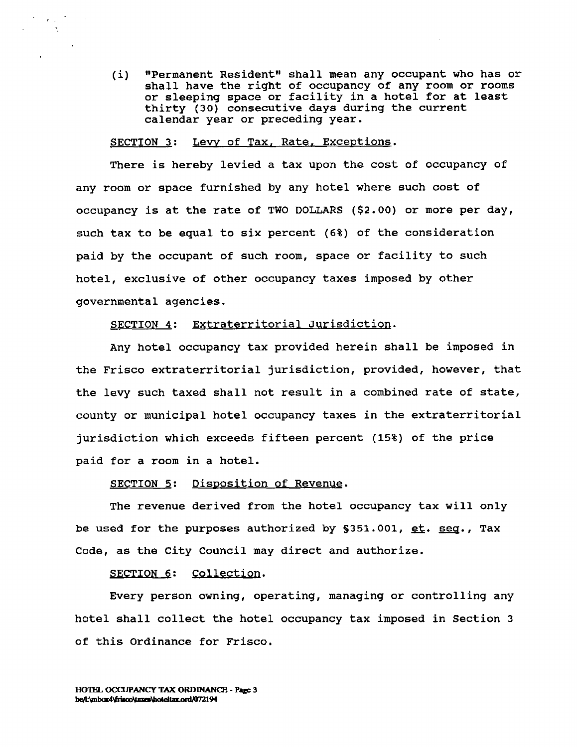(i) "Permanent Resident" shall mean any occupant who has or shall have the right of occupancy of any room or rooms or sleeping space or facility in a hotel for at least thirty (30) consecutive days during the current calendar year or preceding year.

SECTION 3: Levy of Tax, Rate, Exceptions.

There is hereby levied a tax upon the cost of occupancy of any room or space furnished by any hotel where such cost of occupancy is at the rate of TWO DOLLARS ($2.00) or more per day, such tax to be equal to six percent (6%) of the consideration paid by the occupant of such room, space or facility to such hotel, exclusive of other occupancy taxes imposed by other governmental agencies.

SECTION 4: Extraterritorial Jurisdiction.

Any hotel occupancy tax provided herein shall be imposed in the Frisco extraterritorial jurisdiction, provided, however, that the levy such taxed shall not result in a combined rate of state, county or municipal hotel occupancy taxes in the extraterritorial jurisdiction which exceeds fifteen percent (15%) of the price paid for a room in a hotel.

SECTION 5: Disposition of Revenue.

The revenue derived from the hotel occupancy tax will only be used for the purposes authorized by §351.001, et. seq., Tax Code, as the City Council may direct and authorize.

SECTION 6: Collection.

Every person owning, operating, managing or controlling any hotel shall collect the hotel occupancy tax imposed in Section 3 of this Ordinance for Frisco.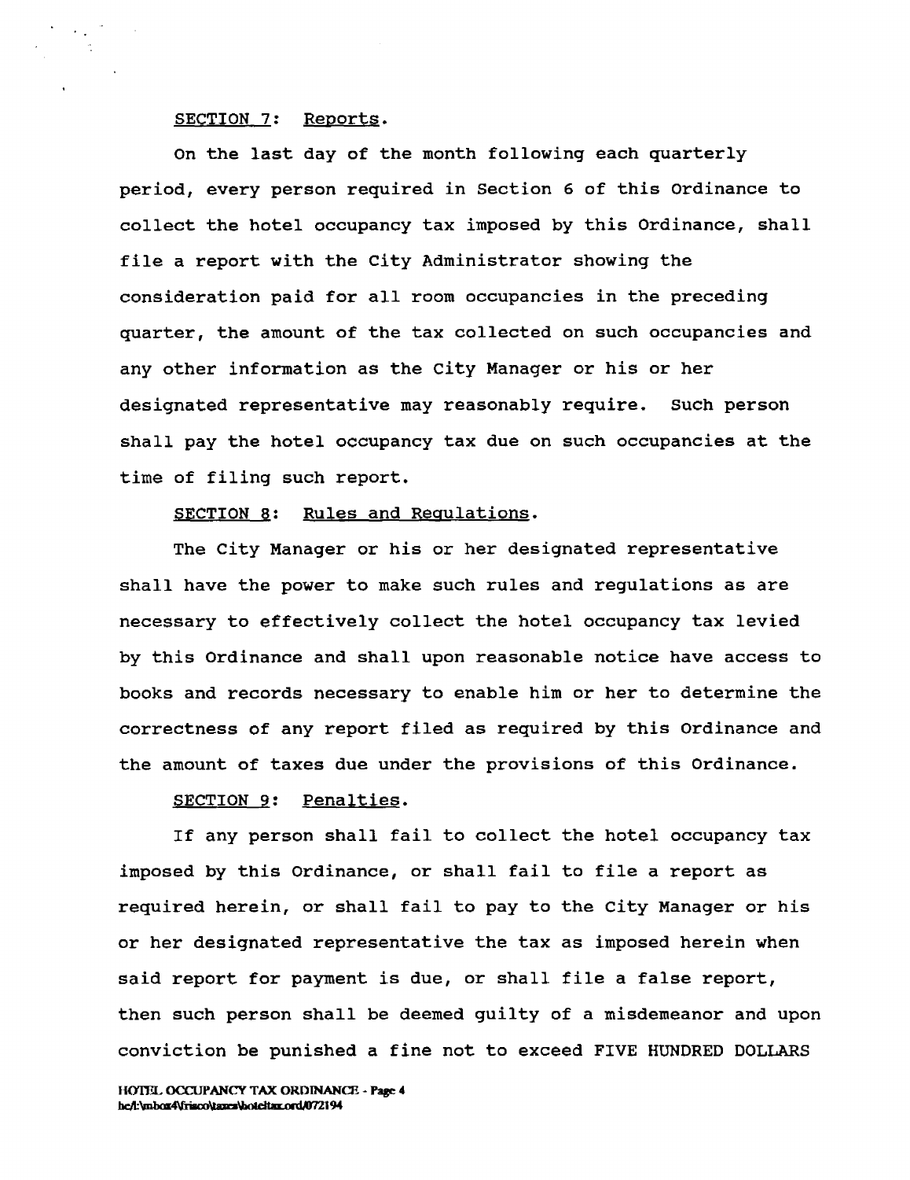<u>SECTION 7</u>: <u>Reports</u>.

On the last day of the month following each quarterly period, every person required in Section 6 of this Ordinance to collect the hotel occupancy tax imposed by this Ordinance, shall file a report with the City Administrator showing the consideration paid for all room occupancies in the preceding quarter, the amount of the tax collected on such occupancies and any other information as the City Manager or his or her designated representative may reasonably require. Such person shall pay the hotel occupancy tax due on such occupancies at the time of filing such report.

<u>SECTION 8</u>: <u>Rules and Regulations</u>.

The City Manager or his or her designated representative shall have the power to make such rules and regulations as are necessary to effectively collect the hotel occupancy tax levied by this Ordinance and shall upon reasonable notice have access to books and records necessary to enable him or her to determine the correctness of any report filed as required by this Ordinance and the amount of taxes due under the provisions of this Ordinance.

<u>SECTION 9</u>: <u>Penalties</u>.

If any person shall fail to collect the hotel occupancy tax imposed by this Ordinance, or shall fail to file a report as required herein, or shall fail to pay to the City Manager or his or her designated representative the tax as imposed herein when said report for payment is due, or shall file a false report, then such person shall be deemed guilty of a misdemeanor and upon conviction be punished a fine not to exceed FIVE HUNDRED DOLLARS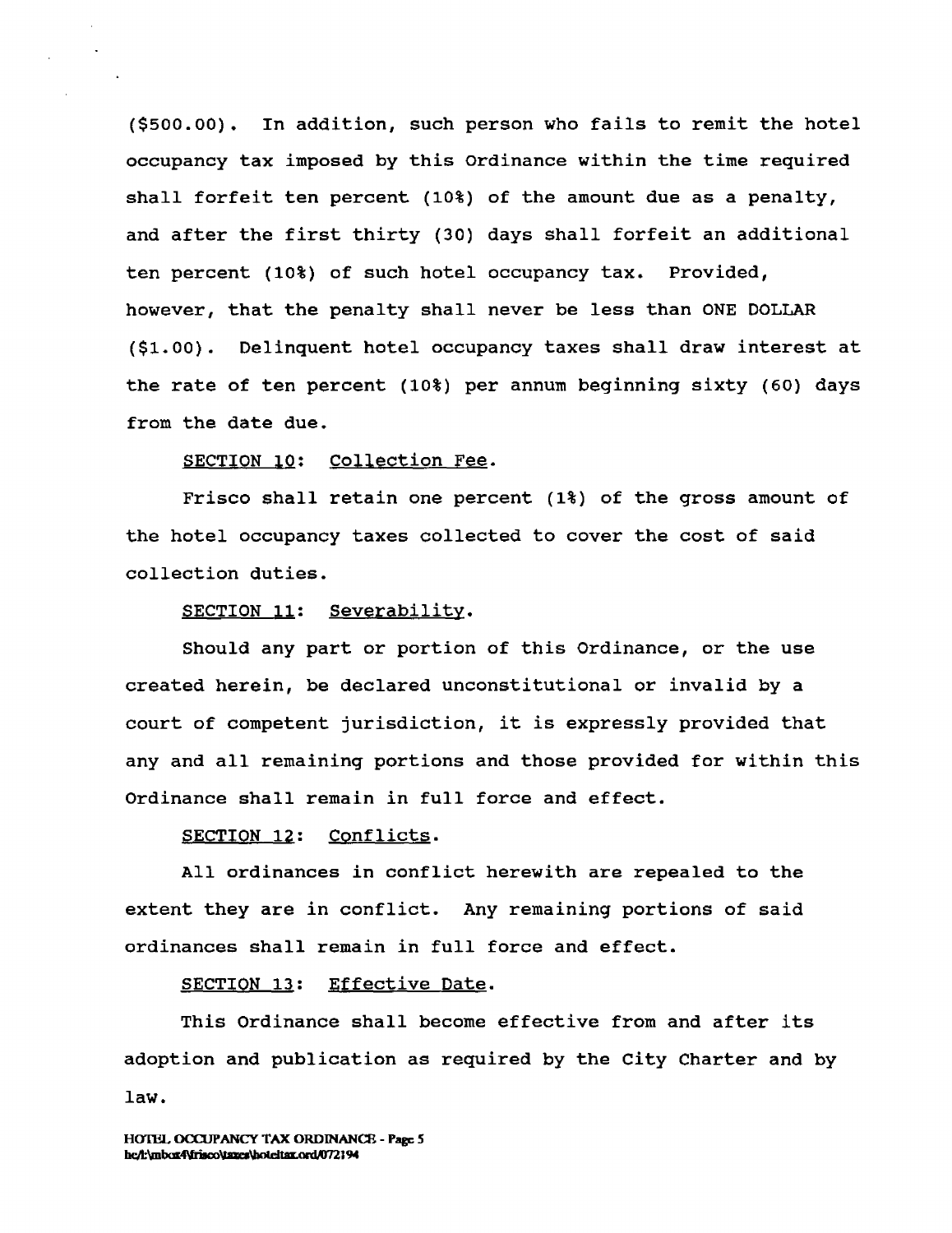($500.00). In addition, such person who fails to remit the hotel occupancy tax imposed by this Ordinance within the time required shall forfeit ten percent (10%) of the amount due as a penalty, and after the first thirty (30) days shall forfeit an additional ten percent (10%) of such hotel occupancy tax. Provided, however, that the penalty shall never be less than ONE DOLLAR ($1.00). Delinquent hotel occupancy taxes shall draw interest at the rate of ten percent (10%) per annum beginning sixty (60) days from the date due.

SECTION 10: Collection Fee.

Frisco shall retain one percent (1%) of the gross amount of the hotel occupancy taxes collected to cover the cost of said collection duties.

SECTION 11: Severability.

Should any part or portion of this Ordinance, or the use created herein, be declared unconstitutional or invalid by a court of competent jurisdiction, it is expressly provided that any and all remaining portions and those provided for within this Ordinance shall remain in full force and effect.

SECTION 12: Conflicts.

All ordinances in conflict herewith are repealed to the extent they are in conflict. Any remaining portions of said ordinances shall remain in full force and effect.

SECTION 13: Effective Date.

This Ordinance shall become effective from and after its adoption and publication as required by the City Charter and by law.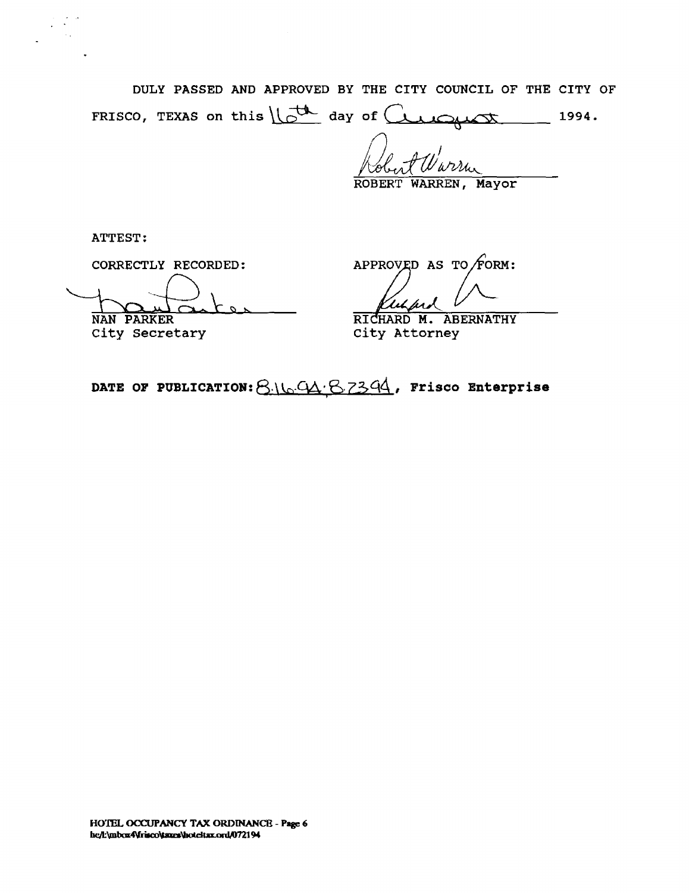DULY PASSED AND APPROVED BY THE CITY COUNCIL OF THE CITY OF FRISCO, TEXAS on this 16th day of August 1994.

Robert Warren

ROBERT WARREN, Mayor

ATTEST:

CORRECTLY RECORDED:

Nan Parker

NAN PARKER
City Secretary

APPROVED AS TO FORM:

Richard

RICHARD M. ABERNATHY
City Attorney

**DATE OF PUBLICATION:** 8.16.94 8.23.94, **Frisco Enterprise**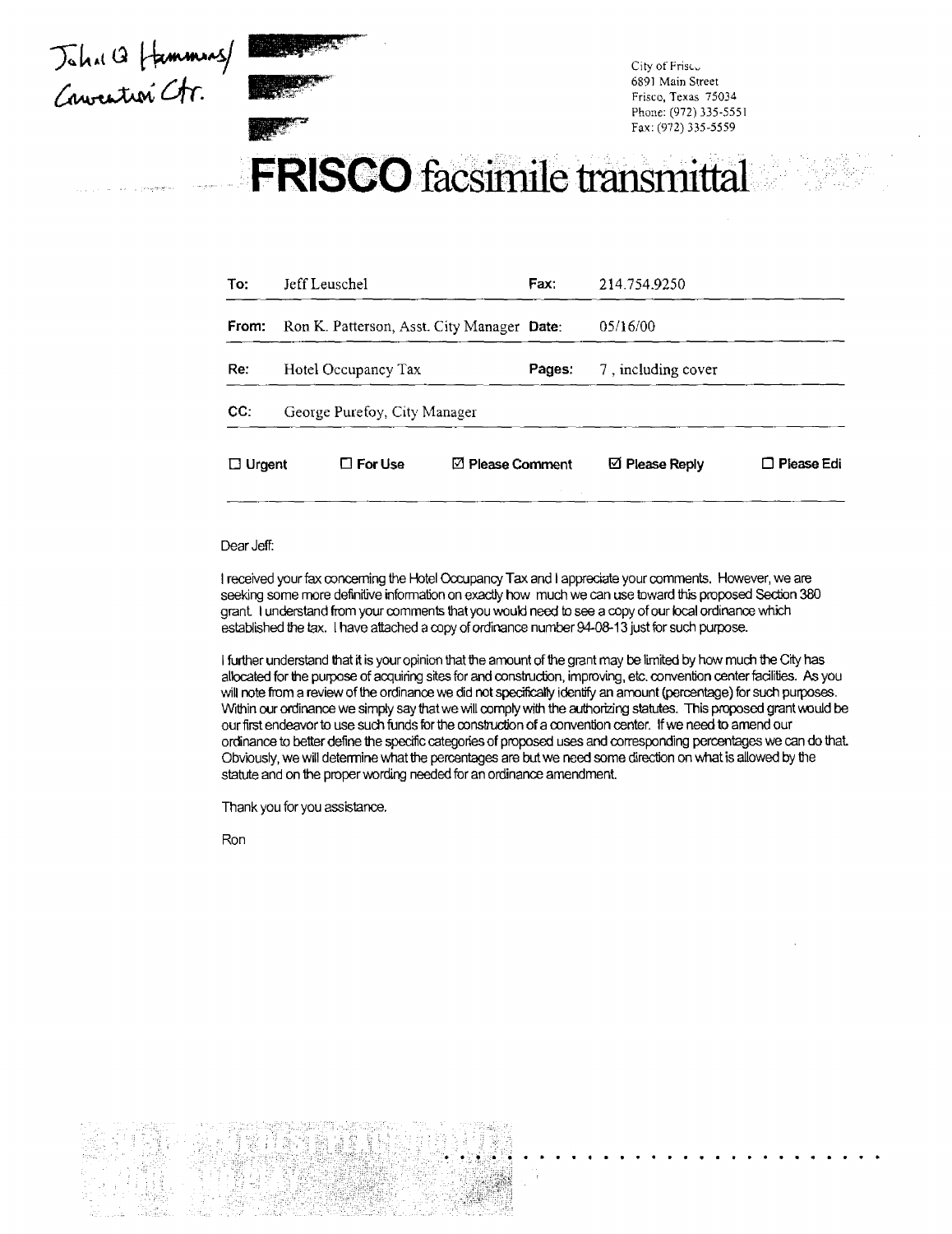John Q Hammons/
Convention Ctr.

City of Frisco
6891 Main Street
Frisco, Texas 75034
Phone: (972) 335-5551
Fax: (972) 335-5559

# FRISCO facsimile transmittal

| To: | Jeff Leuschel | Fax: | 214.754.9250 |
|---|---|---|---|
| From: | Ron K. Patterson, Asst. City Manager | Date: | 05/16/00 |
| Re: | Hotel Occupancy Tax | Pages: | 7 , including cover |
| CC: | George Purefoy, City Manager | | |

☐ Urgent ☐ For Use ☑ Please Comment ☑ Please Reply ☐ Please Edi

Dear Jeff:

I received your fax concerning the Hotel Occupancy Tax and I appreciate your comments. However, we are seeking some more definitive information on exactly how much we can use toward this proposed Section 380 grant. I understand from your comments that you would need to see a copy of our local ordinance which established the tax. I have attached a copy of ordinance number 94-08-13 just for such purpose.

I further understand that it is your opinion that the amount of the grant may be limited by how much the City has allocated for the purpose of acquiring sites for and construction, improving, etc. convention center facilities. As you will note from a review of the ordinance we did not specifically identify an amount (percentage) for such purposes. Within our ordinance we simply say that we will comply with the authorizing statutes. This proposed grant would be our first endeavor to use such funds for the construction of a convention center. If we need to amend our ordinance to better define the specific categories of proposed uses and corresponding percentages we can do that. Obviously, we will determine what the percentages are but we need some direction on what is allowed by the statute and on the proper wording needed for an ordinance amendment.

Thank you for you assistance.

Ron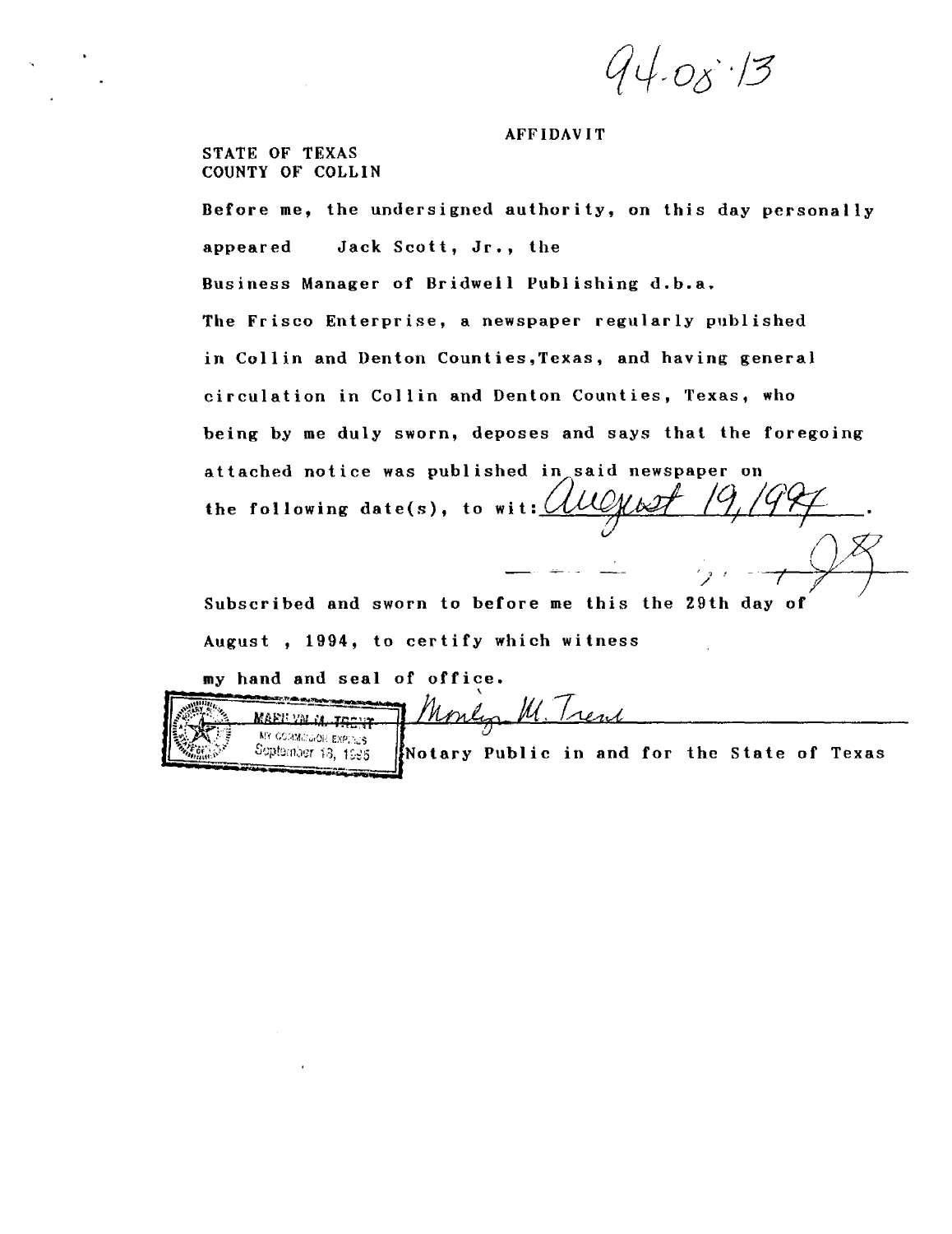94-08-13

# AFFIDAVIT

STATE OF TEXAS
COUNTY OF COLLIN

Before me, the undersigned authority, on this day personally appeared Jack Scott, Jr., the Business Manager of Bridwell Publishing d.b.a. The Frisco Enterprise, a newspaper regularly published in Collin and Denton Counties,Texas, and having general circulation in Collin and Denton Counties, Texas, who being by me duly sworn, deposes and says that the foregoing attached notice was published in said newspaper on the following date(s), to wit: August 19, 1994.

Subscribed and sworn to before me this the 29th day of August , 1994, to certify which witness my hand and seal of office.

MARILYN M. TRENT
MY COMMISSION EXPIRES
September 13, 1995

Marilyn M. Trent

Notary Public in and for the State of Texas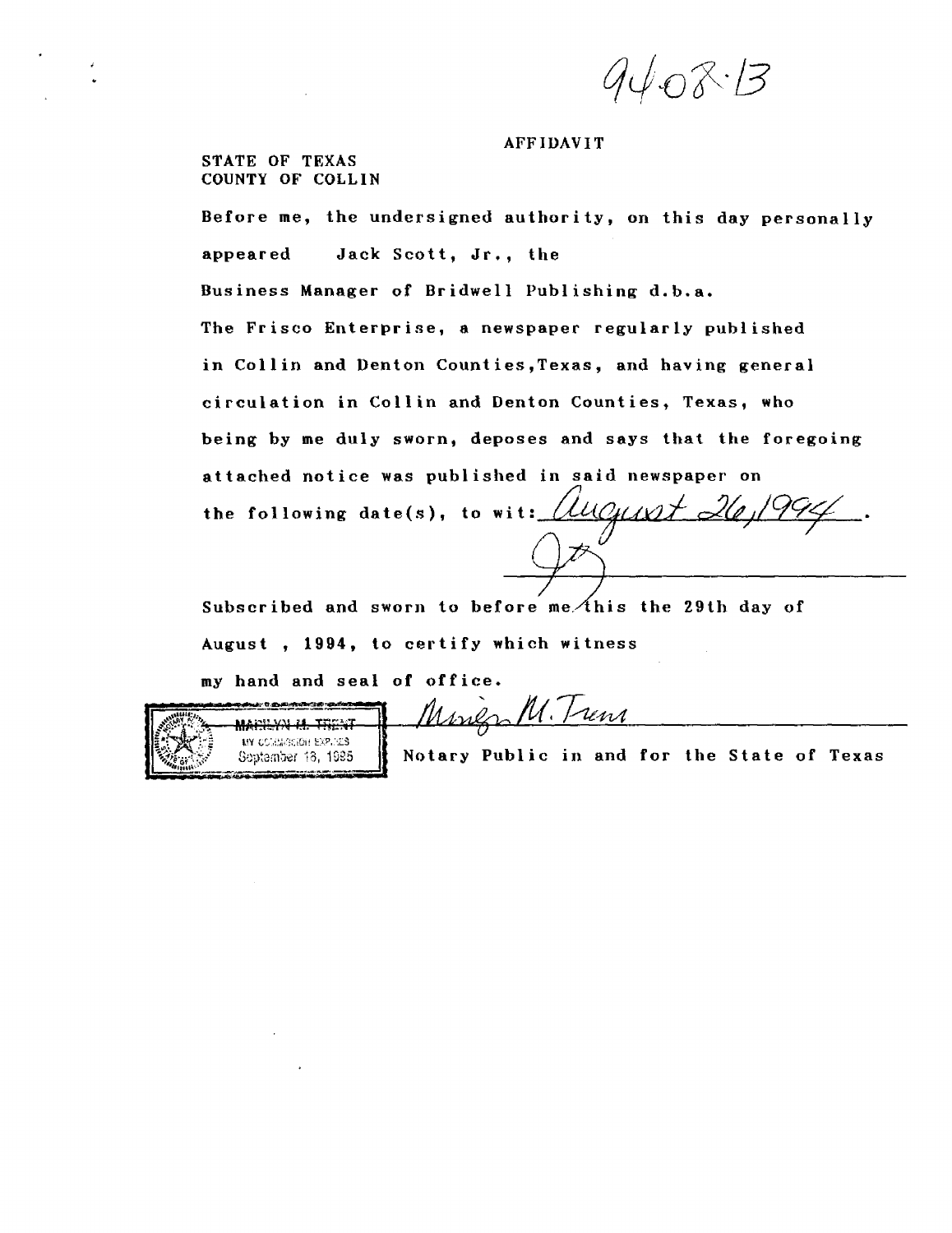94-08-13

# AFFIDAVIT

STATE OF TEXAS
COUNTY OF COLLIN

Before me, the undersigned authority, on this day personally appeared Jack Scott, Jr., the Business Manager of Bridwell Publishing d.b.a. The Frisco Enterprise, a newspaper regularly published in Collin and Denton Counties, Texas, and having general circulation in Collin and Denton Counties, Texas, who being by me duly sworn, deposes and says that the foregoing attached notice was published in said newspaper on the following date(s), to wit: August 26, 1994.

_______________________

Subscribed and sworn to before me this the 29th day of August , 1994, to certify which witness my hand and seal of office.

Marilyn M. Trent
Notary Public in and for the State of Texas

MARILYN M. TRENT
MY COMMISSION EXPIRES
September 18, 1995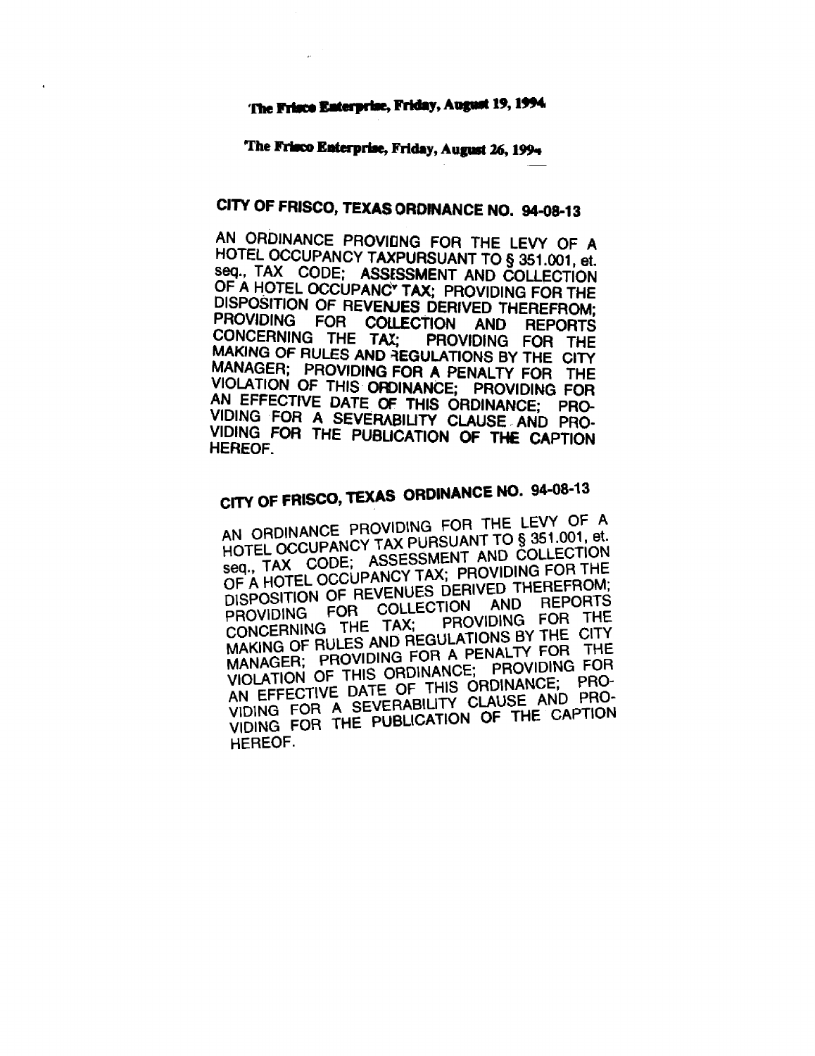The Frisco Enterprise, Friday, August 19, 1994

The Frisco Enterprise, Friday, August 26, 1994

## CITY OF FRISCO, TEXAS ORDINANCE NO. 94-08-13

AN ORDINANCE PROVIDING FOR THE LEVY OF A HOTEL OCCUPANCY TAXPURSUANT TO § 351.001, et. seq., TAX CODE; ASSESSMENT AND COLLECTION OF A HOTEL OCCUPANCY TAX; PROVIDING FOR THE DISPOSITION OF REVENUES DERIVED THEREFROM; PROVIDING FOR COLLECTION AND REPORTS CONCERNING THE TAX; PROVIDING FOR THE MAKING OF RULES AND REGULATIONS BY THE CITY MANAGER; PROVIDING FOR A PENALTY FOR THE VIOLATION OF THIS ORDINANCE; PROVIDING FOR AN EFFECTIVE DATE OF THIS ORDINANCE; PROVIDING FOR A SEVERABILITY CLAUSE AND PROVIDING FOR THE PUBLICATION OF THE CAPTION HEREOF.

## CITY OF FRISCO, TEXAS ORDINANCE NO. 94-08-13

AN ORDINANCE PROVIDING FOR THE LEVY OF A HOTEL OCCUPANCY TAX PURSUANT TO § 351.001, et. seq., TAX CODE; ASSESSMENT AND COLLECTION OF A HOTEL OCCUPANCY TAX; PROVIDING FOR THE DISPOSITION OF REVENUES DERIVED THEREFROM; PROVIDING FOR COLLECTION AND REPORTS CONCERNING THE TAX; PROVIDING FOR THE MAKING OF RULES AND REGULATIONS BY THE CITY MANAGER; PROVIDING FOR A PENALTY FOR THE VIOLATION OF THIS ORDINANCE; PROVIDING FOR AN EFFECTIVE DATE OF THIS ORDINANCE; PROVIDING FOR A SEVERABILITY CLAUSE AND PROVIDING FOR THE PUBLICATION OF THE CAPTION HEREOF.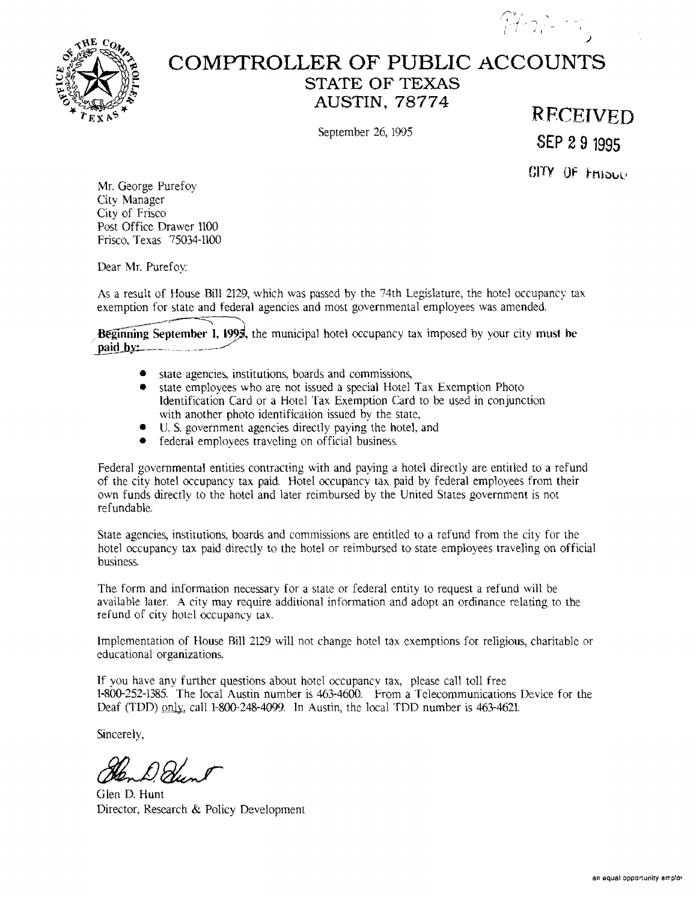# COMPTROLLER OF PUBLIC ACCOUNTS

## STATE OF TEXAS

## AUSTIN, 78774

September 26, 1995

RECEIVED
SEP 29 1995
CITY OF FRISCO

Mr. George Purefoy
City Manager
City of Frisco
Post Office Drawer 1100
Frisco, Texas 75034-1100

Dear Mr. Purefoy:

As a result of House Bill 2129, which was passed by the 74th Legislature, the hotel occupancy tax exemption for state and federal agencies and most governmental employees was amended.

**Beginning September 1, 1995**, the municipal hotel occupancy tax imposed by your city **must be paid by:**

- state agencies, institutions, boards and commissions,
- state employees who are not issued a special Hotel Tax Exemption Photo Identification Card or a Hotel Tax Exemption Card to be used in conjunction with another photo identification issued by the state,
- U. S. government agencies directly paying the hotel, and
- federal employees traveling on official business.

Federal governmental entities contracting with and paying a hotel directly are entitled to a refund of the city hotel occupancy tax paid. Hotel occupancy tax paid by federal employees from their own funds directly to the hotel and later reimbursed by the United States government is not refundable.

State agencies, institutions, boards and commissions are entitled to a refund from the city for the hotel occupancy tax paid directly to the hotel or reimbursed to state employees traveling on official business.

The form and information necessary for a state or federal entity to request a refund will be available later. A city may require additional information and adopt an ordinance relating to the refund of city hotel occupancy tax.

Implementation of House Bill 2129 will not change hotel tax exemptions for religious, charitable or educational organizations.

If you have any further questions about hotel occupancy tax, please call toll free 1-800-252-1385. The local Austin number is 463-4600. From a Telecommunications Device for the Deaf (TDD) only, call 1-800-248-4099. In Austin, the local TDD number is 463-4621.

Sincerely,

Glen D. Hunt
Director, Research & Policy Development

an equal opportunity employer